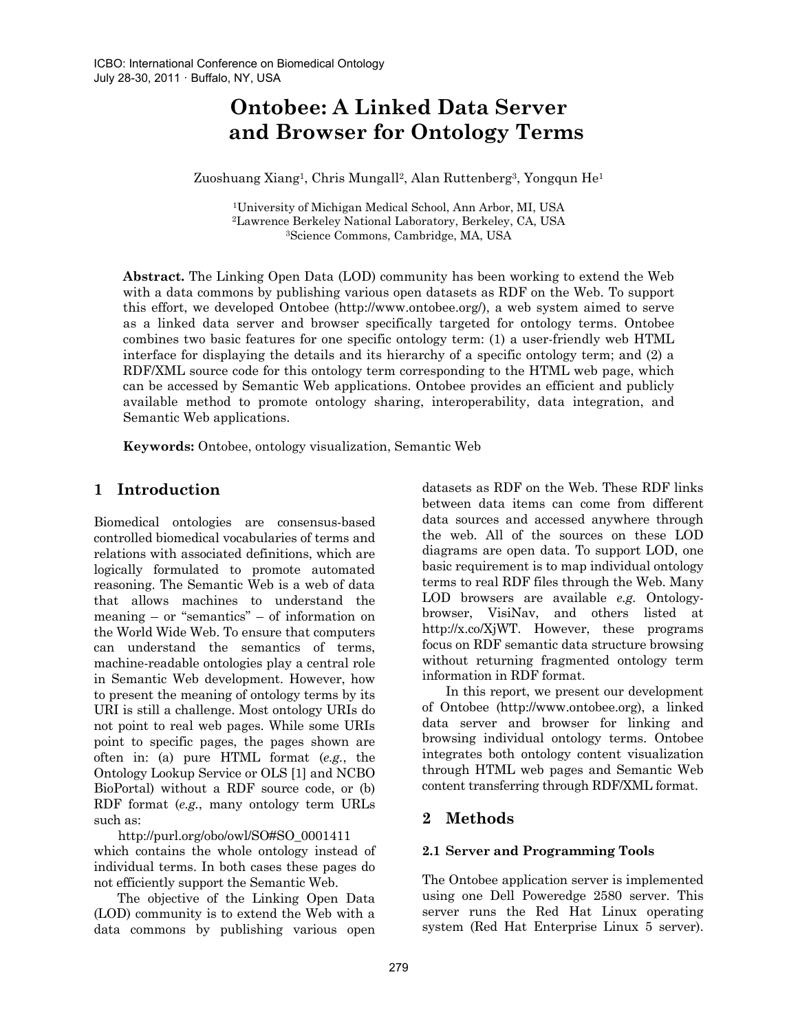# Ontobee: A Linked Data Server and Browser for Ontology Terms

Zuoshuang Xiang[1], Chris Mungall[2], Alan Ruttenberg[3], Yongqun He[1]

[1]University of Michigan Medical School, Ann Arbor, MI, USA
[2]Lawrence Berkeley National Laboratory, Berkeley, CA, USA
[3]Science Commons, Cambridge, MA, USA

**Abstract.** The Linking Open Data (LOD) community has been working to extend the Web with a data commons by publishing various open datasets as RDF on the Web. To support this effort, we developed Ontobee (http://www.ontobee.org/), a web system aimed to serve as a linked data server and browser specifically targeted for ontology terms. Ontobee combines two basic features for one specific ontology term: (1) a user-friendly web HTML interface for displaying the details and its hierarchy of a specific ontology term; and (2) a RDF/XML source code for this ontology term corresponding to the HTML web page, which can be accessed by Semantic Web applications. Ontobee provides an efficient and publicly available method to promote ontology sharing, interoperability, data integration, and Semantic Web applications.

**Keywords:** Ontobee, ontology visualization, Semantic Web

## 1 Introduction

Biomedical ontologies are consensus-based controlled biomedical vocabularies of terms and relations with associated definitions, which are logically formulated to promote automated reasoning. The Semantic Web is a web of data that allows machines to understand the meaning – or "semantics" – of information on the World Wide Web. To ensure that computers can understand the semantics of terms, machine-readable ontologies play a central role in Semantic Web development. However, how to present the meaning of ontology terms by its URI is still a challenge. Most ontology URIs do not point to real web pages. While some URIs point to specific pages, the pages shown are often in: (a) pure HTML format (*e.g.*, the Ontology Lookup Service or OLS [1] and NCBO BioPortal) without a RDF source code, or (b) RDF format (*e.g.*, many ontology term URLs such as:

http://purl.org/obo/owl/SO#SO_0001411

which contains the whole ontology instead of individual terms. In both cases these pages do not efficiently support the Semantic Web.

The objective of the Linking Open Data (LOD) community is to extend the Web with a data commons by publishing various open datasets as RDF on the Web. These RDF links between data items can come from different data sources and accessed anywhere through the web. All of the sources on these LOD diagrams are open data. To support LOD, one basic requirement is to map individual ontology terms to real RDF files through the Web. Many LOD browsers are available *e.g.* Ontology-browser, VisiNav, and others listed at http://x.co/XjWT. However, these programs focus on RDF semantic data structure browsing without returning fragmented ontology term information in RDF format.

In this report, we present our development of Ontobee (http://www.ontobee.org), a linked data server and browser for linking and browsing individual ontology terms. Ontobee integrates both ontology content visualization through HTML web pages and Semantic Web content transferring through RDF/XML format.

## 2 Methods

### 2.1 Server and Programming Tools

The Ontobee application server is implemented using one Dell Poweredge 2580 server. This server runs the Red Hat Linux operating system (Red Hat Enterprise Linux 5 server).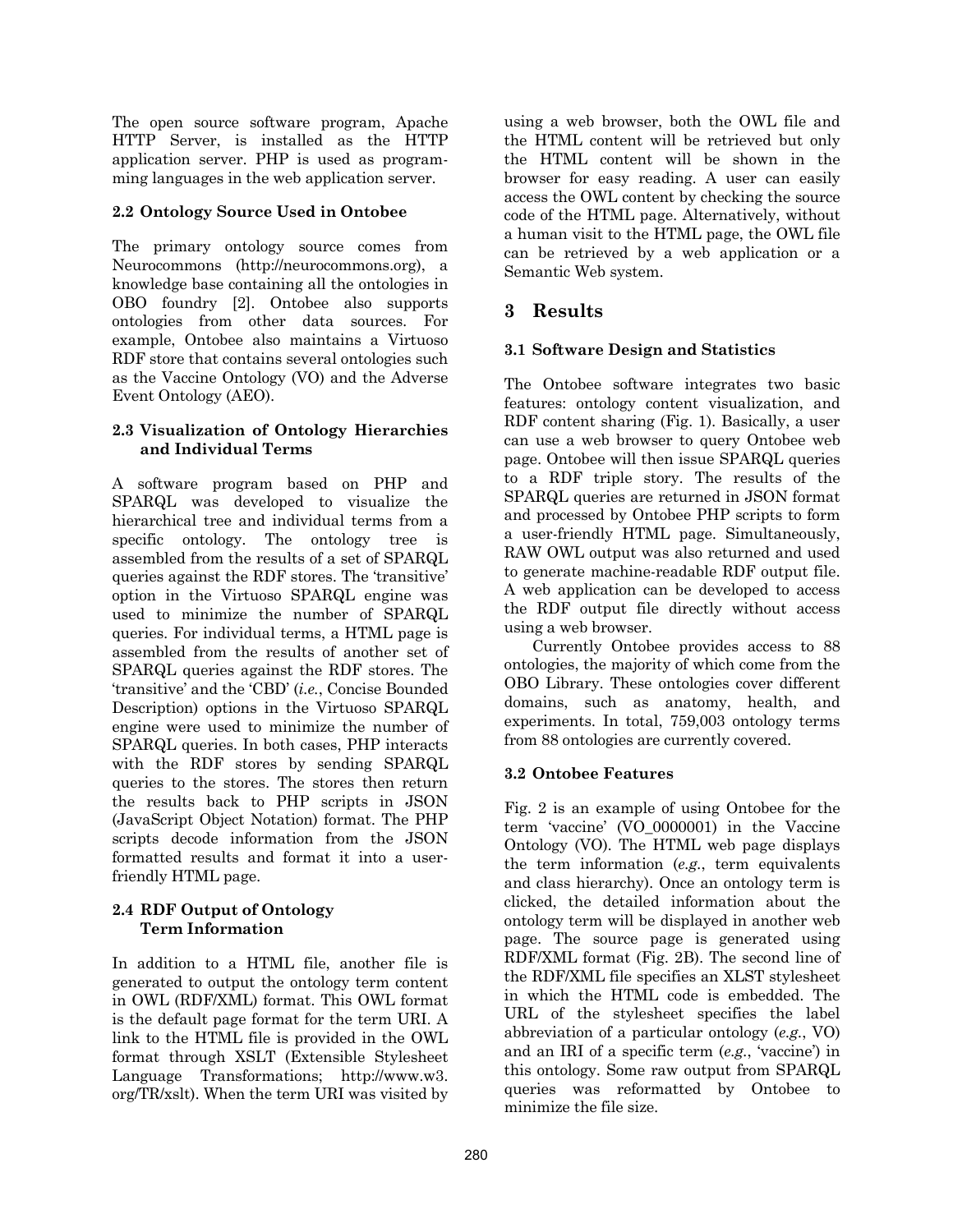The open source software program, Apache HTTP Server, is installed as the HTTP application server. PHP is used as programming languages in the web application server.

### 2.2 Ontology Source Used in Ontobee

The primary ontology source comes from Neurocommons (http://neurocommons.org), a knowledge base containing all the ontologies in OBO foundry [2]. Ontobee also supports ontologies from other data sources. For example, Ontobee also maintains a Virtuoso RDF store that contains several ontologies such as the Vaccine Ontology (VO) and the Adverse Event Ontology (AEO).

### 2.3 Visualization of Ontology Hierarchies and Individual Terms

A software program based on PHP and SPARQL was developed to visualize the hierarchical tree and individual terms from a specific ontology. The ontology tree is assembled from the results of a set of SPARQL queries against the RDF stores. The 'transitive' option in the Virtuoso SPARQL engine was used to minimize the number of SPARQL queries. For individual terms, a HTML page is assembled from the results of another set of SPARQL queries against the RDF stores. The 'transitive' and the 'CBD' (*i.e.*, Concise Bounded Description) options in the Virtuoso SPARQL engine were used to minimize the number of SPARQL queries. In both cases, PHP interacts with the RDF stores by sending SPARQL queries to the stores. The stores then return the results back to PHP scripts in JSON (JavaScript Object Notation) format. The PHP scripts decode information from the JSON formatted results and format it into a user-friendly HTML page.

### 2.4 RDF Output of Ontology Term Information

In addition to a HTML file, another file is generated to output the ontology term content in OWL (RDF/XML) format. This OWL format is the default page format for the term URI. A link to the HTML file is provided in the OWL format through XSLT (Extensible Stylesheet Language Transformations; http://www.w3.org/TR/xslt). When the term URI was visited by using a web browser, both the OWL file and the HTML content will be retrieved but only the HTML content will be shown in the browser for easy reading. A user can easily access the OWL content by checking the source code of the HTML page. Alternatively, without a human visit to the HTML page, the OWL file can be retrieved by a web application or a Semantic Web system.

## 3 Results

### 3.1 Software Design and Statistics

The Ontobee software integrates two basic features: ontology content visualization, and RDF content sharing (Fig. 1). Basically, a user can use a web browser to query Ontobee web page. Ontobee will then issue SPARQL queries to a RDF triple story. The results of the SPARQL queries are returned in JSON format and processed by Ontobee PHP scripts to form a user-friendly HTML page. Simultaneously, RAW OWL output was also returned and used to generate machine-readable RDF output file. A web application can be developed to access the RDF output file directly without access using a web browser.

Currently Ontobee provides access to 88 ontologies, the majority of which come from the OBO Library. These ontologies cover different domains, such as anatomy, health, and experiments. In total, 759,003 ontology terms from 88 ontologies are currently covered.

### 3.2 Ontobee Features

Fig. 2 is an example of using Ontobee for the term 'vaccine' (VO_0000001) in the Vaccine Ontology (VO). The HTML web page displays the term information (*e.g.*, term equivalents and class hierarchy). Once an ontology term is clicked, the detailed information about the ontology term will be displayed in another web page. The source page is generated using RDF/XML format (Fig. 2B). The second line of the RDF/XML file specifies an XLST stylesheet in which the HTML code is embedded. The URL of the stylesheet specifies the label abbreviation of a particular ontology (*e.g.*, VO) and an IRI of a specific term (*e.g.*, 'vaccine') in this ontology. Some raw output from SPARQL queries was reformatted by Ontobee to minimize the file size.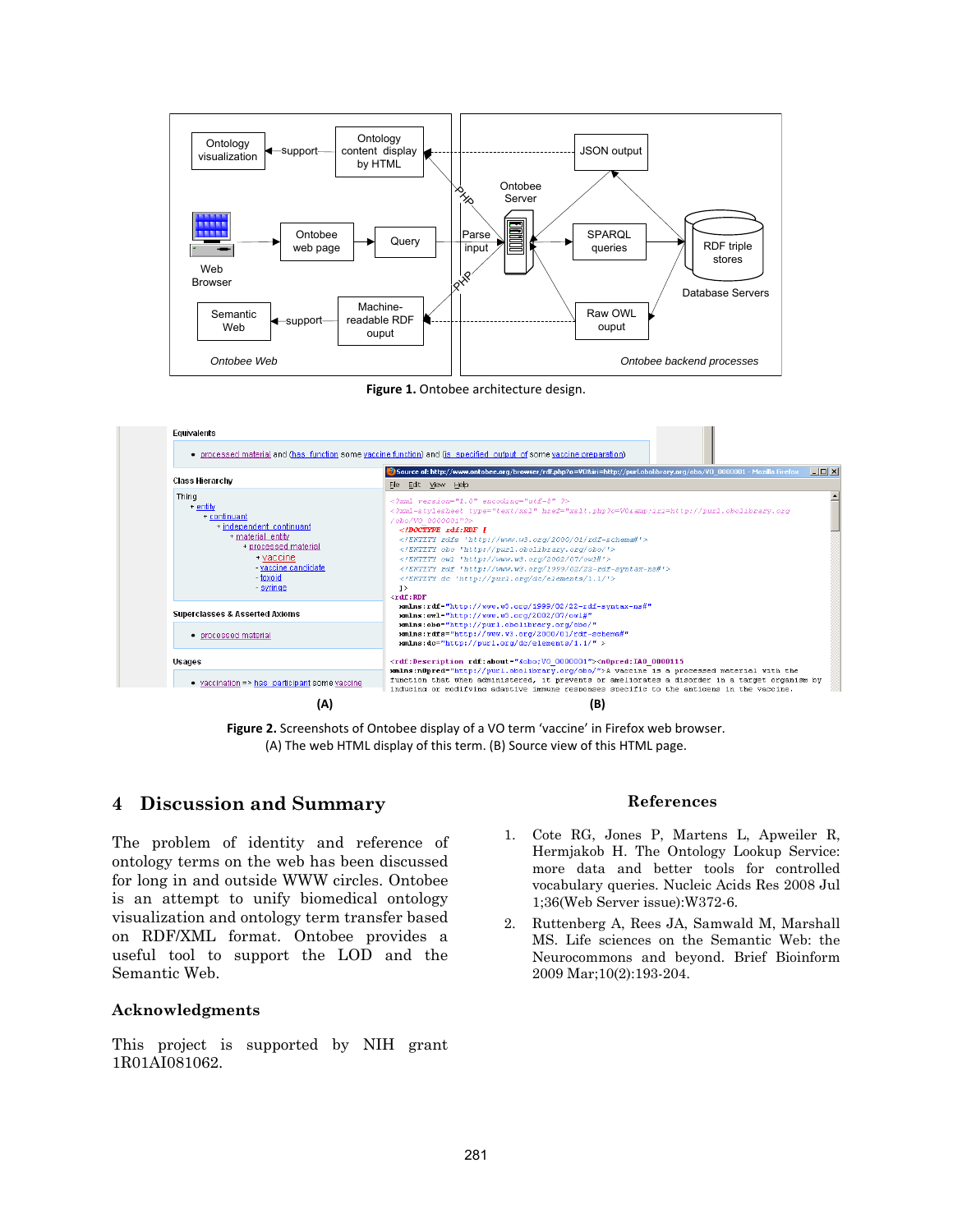Figure 1. Ontobee architecture design.

Figure 2. Screenshots of Ontobee display of a VO term 'vaccine' in Firefox web browser. (A) The web HTML display of this term. (B) Source view of this HTML page.

## 4 Discussion and Summary

The problem of identity and reference of ontology terms on the web has been discussed for long in and outside WWW circles. Ontobee is an attempt to unify biomedical ontology visualization and ontology term transfer based on RDF/XML format. Ontobee provides a useful tool to support the LOD and the Semantic Web.

### Acknowledgments

This project is supported by NIH grant 1R01AI081062.

### References

1. Cote RG, Jones P, Martens L, Apweiler R, Hermjakob H. The Ontology Lookup Service: more data and better tools for controlled vocabulary queries. Nucleic Acids Res 2008 Jul 1;36(Web Server issue):W372-6.
2. Ruttenberg A, Rees JA, Samwald M, Marshall MS. Life sciences on the Semantic Web: the Neurocommons and beyond. Brief Bioinform 2009 Mar;10(2):193-204.